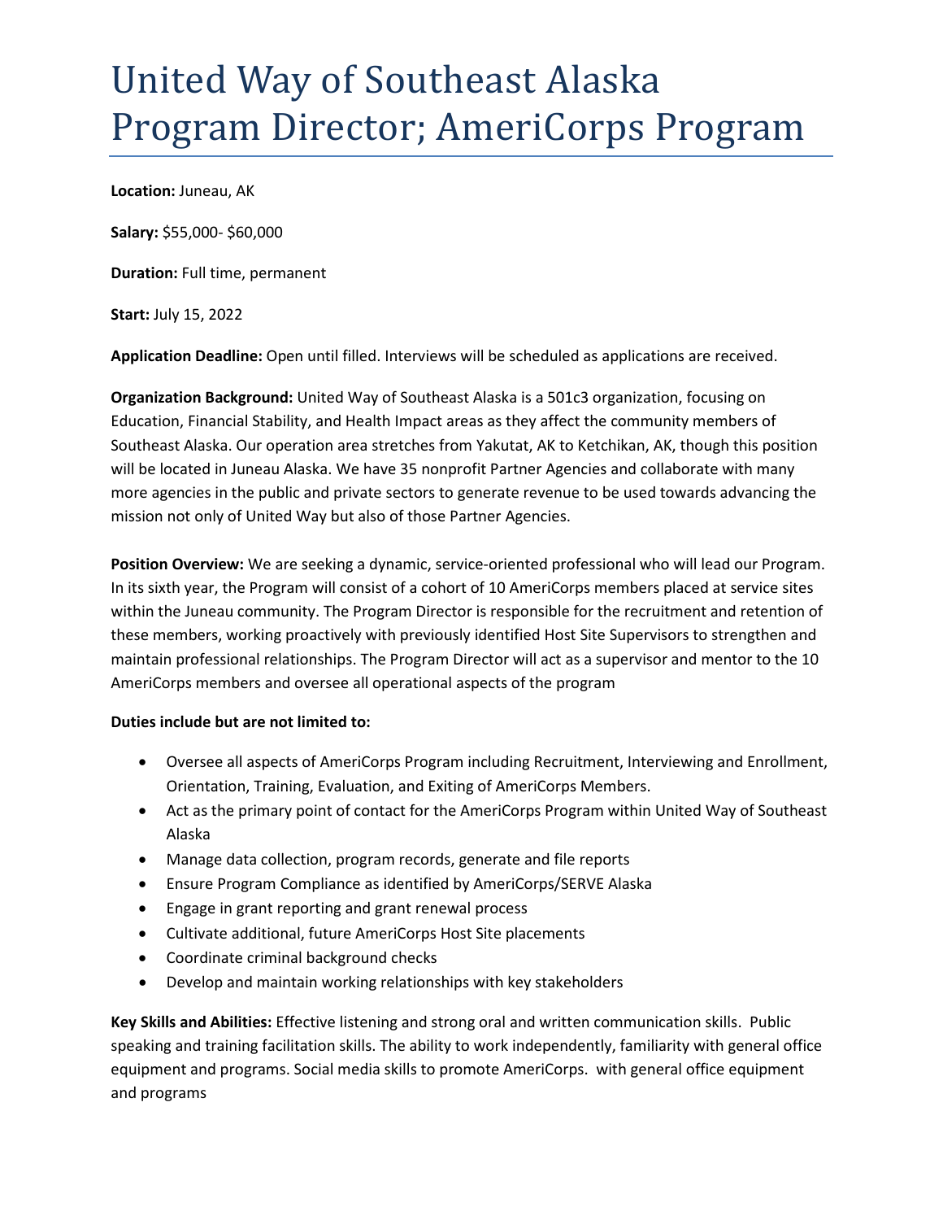# United Way of Southeast Alaska Program Director; AmeriCorps Program

**Location:** Juneau, AK

**Salary:** $55,000- $60,000

**Duration:** Full time, permanent

**Start:** July 15, 2022

**Application Deadline:** Open until filled. Interviews will be scheduled as applications are received.

**Organization Background:** United Way of Southeast Alaska is a 501c3 organization, focusing on Education, Financial Stability, and Health Impact areas as they affect the community members of Southeast Alaska. Our operation area stretches from Yakutat, AK to Ketchikan, AK, though this position will be located in Juneau Alaska. We have 35 nonprofit Partner Agencies and collaborate with many more agencies in the public and private sectors to generate revenue to be used towards advancing the mission not only of United Way but also of those Partner Agencies.

**Position Overview:** We are seeking a dynamic, service-oriented professional who will lead our Program. In its sixth year, the Program will consist of a cohort of 10 AmeriCorps members placed at service sites within the Juneau community. The Program Director is responsible for the recruitment and retention of these members, working proactively with previously identified Host Site Supervisors to strengthen and maintain professional relationships. The Program Director will act as a supervisor and mentor to the 10 AmeriCorps members and oversee all operational aspects of the program

**Duties include but are not limited to:**

- Oversee all aspects of AmeriCorps Program including Recruitment, Interviewing and Enrollment, Orientation, Training, Evaluation, and Exiting of AmeriCorps Members.
- Act as the primary point of contact for the AmeriCorps Program within United Way of Southeast Alaska
- Manage data collection, program records, generate and file reports
- Ensure Program Compliance as identified by AmeriCorps/SERVE Alaska
- Engage in grant reporting and grant renewal process
- Cultivate additional, future AmeriCorps Host Site placements
- Coordinate criminal background checks
- Develop and maintain working relationships with key stakeholders

**Key Skills and Abilities:** Effective listening and strong oral and written communication skills. Public speaking and training facilitation skills. The ability to work independently, familiarity with general office equipment and programs. Social media skills to promote AmeriCorps. with general office equipment and programs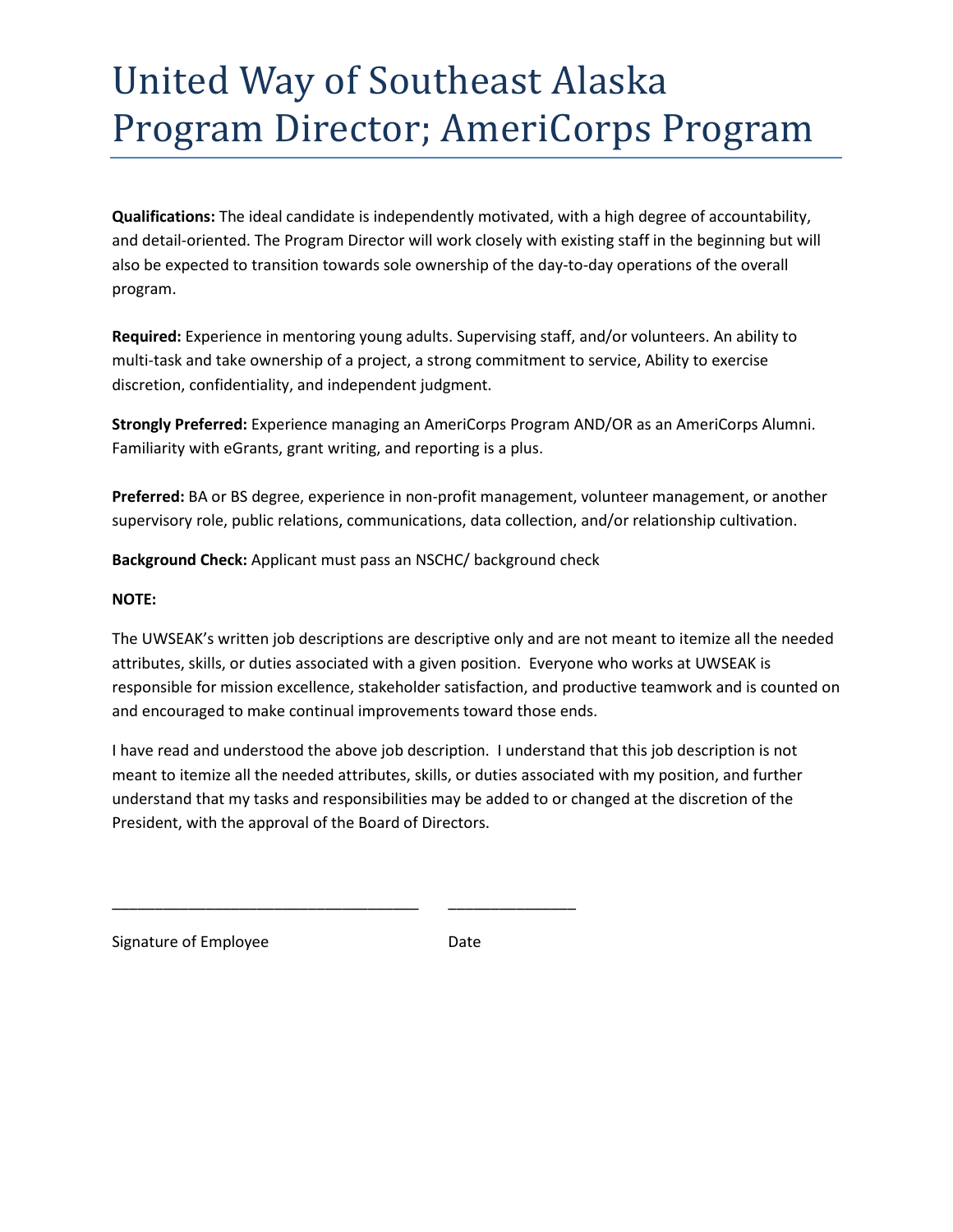# United Way of Southeast Alaska Program Director; AmeriCorps Program

**Qualifications:** The ideal candidate is independently motivated, with a high degree of accountability, and detail-oriented. The Program Director will work closely with existing staff in the beginning but will also be expected to transition towards sole ownership of the day-to-day operations of the overall program.

**Required:** Experience in mentoring young adults. Supervising staff, and/or volunteers. An ability to multi-task and take ownership of a project, a strong commitment to service, Ability to exercise discretion, confidentiality, and independent judgment.

**Strongly Preferred:** Experience managing an AmeriCorps Program AND/OR as an AmeriCorps Alumni. Familiarity with eGrants, grant writing, and reporting is a plus.

**Preferred:** BA or BS degree, experience in non-profit management, volunteer management, or another supervisory role, public relations, communications, data collection, and/or relationship cultivation.

**Background Check:** Applicant must pass an NSCHC/ background check

**NOTE:**

The UWSEAK's written job descriptions are descriptive only and are not meant to itemize all the needed attributes, skills, or duties associated with a given position. Everyone who works at UWSEAK is responsible for mission excellence, stakeholder satisfaction, and productive teamwork and is counted on and encouraged to make continual improvements toward those ends.

I have read and understood the above job description. I understand that this job description is not meant to itemize all the needed attributes, skills, or duties associated with my position, and further understand that my tasks and responsibilities may be added to or changed at the discretion of the President, with the approval of the Board of Directors.

\_\_\_\_\_\_\_\_\_\_\_\_\_\_\_\_\_\_\_\_\_\_\_\_\_\_\_\_\_\_\_\_\_\_\_\_ \_\_\_\_\_\_\_\_\_\_\_\_\_\_\_

Signature of Employee Date